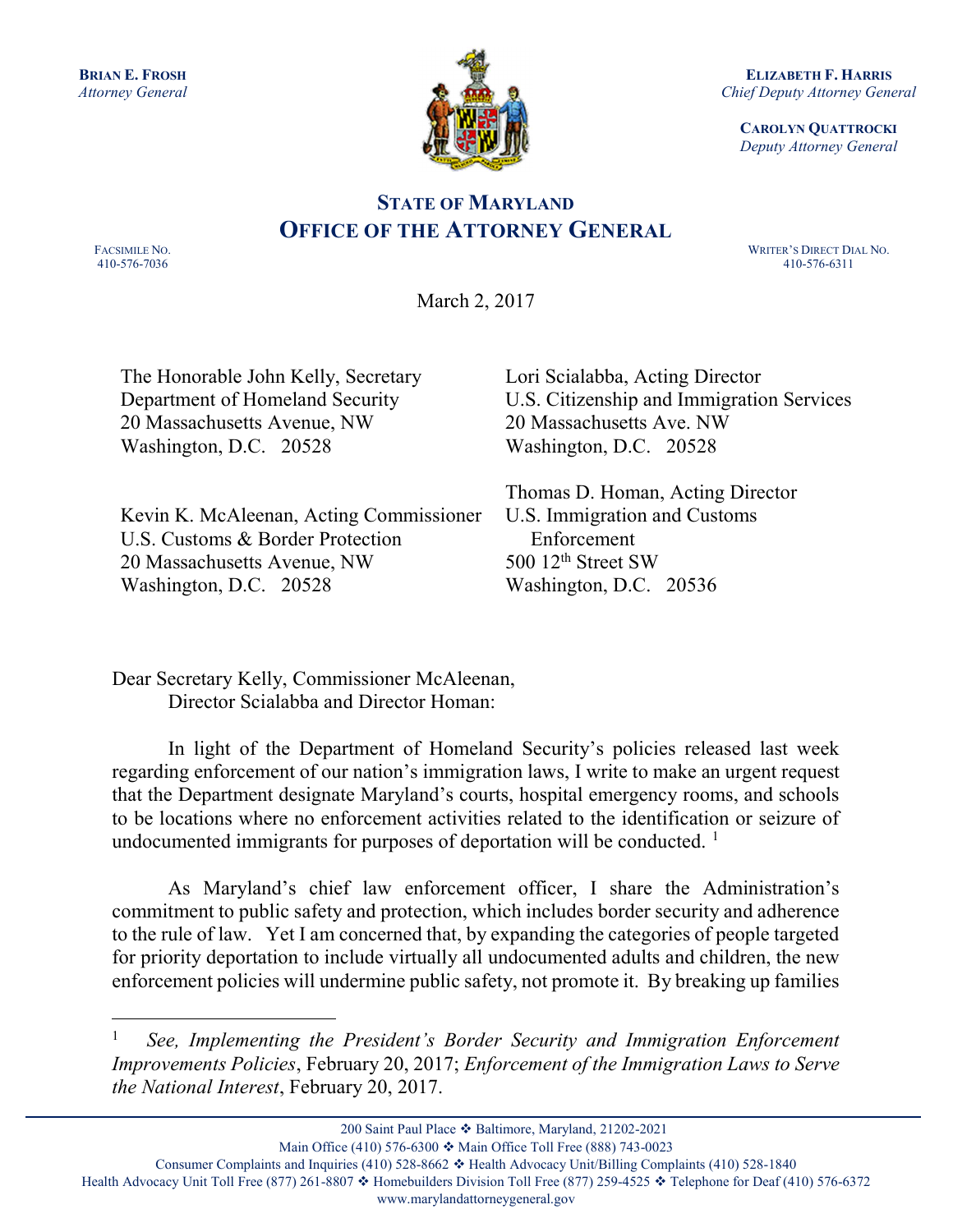**BRIAN E. FROSH**
*Attorney General*

**ELIZABETH F. HARRIS**
*Chief Deputy Attorney General*

**CAROLYN QUATTROCKI**
*Deputy Attorney General*

# STATE OF MARYLAND
# OFFICE OF THE ATTORNEY GENERAL

FACSIMILE NO.
410-576-7036

WRITER'S DIRECT DIAL NO.
410-576-6311

March 2, 2017

The Honorable John Kelly, Secretary
Department of Homeland Security
20 Massachusetts Avenue, NW
Washington, D.C. 20528

Lori Scialabba, Acting Director
U.S. Citizenship and Immigration Services
20 Massachusetts Ave. NW
Washington, D.C. 20528

Kevin K. McAleenan, Acting Commissioner
U.S. Customs & Border Protection
20 Massachusetts Avenue, NW
Washington, D.C. 20528

Thomas D. Homan, Acting Director
U.S. Immigration and Customs Enforcement
500 12th Street SW
Washington, D.C. 20536

Dear Secretary Kelly, Commissioner McAleenan, Director Scialabba and Director Homan:

In light of the Department of Homeland Security's policies released last week regarding enforcement of our nation's immigration laws, I write to make an urgent request that the Department designate Maryland's courts, hospital emergency rooms, and schools to be locations where no enforcement activities related to the identification or seizure of undocumented immigrants for purposes of deportation will be conducted. [1]

As Maryland's chief law enforcement officer, I share the Administration's commitment to public safety and protection, which includes border security and adherence to the rule of law. Yet I am concerned that, by expanding the categories of people targeted for priority deportation to include virtually all undocumented adults and children, the new enforcement policies will undermine public safety, not promote it. By breaking up families

---

[1] *See, Implementing the President's Border Security and Immigration Enforcement Improvements Policies*, February 20, 2017; *Enforcement of the Immigration Laws to Serve the National Interest*, February 20, 2017.

200 Saint Paul Place ❖ Baltimore, Maryland, 21202-2021
Main Office (410) 576-6300 ❖ Main Office Toll Free (888) 743-0023
Consumer Complaints and Inquiries (410) 528-8662 ❖ Health Advocacy Unit/Billing Complaints (410) 528-1840
Health Advocacy Unit Toll Free (877) 261-8807 ❖ Homebuilders Division Toll Free (877) 259-4525 ❖ Telephone for Deaf (410) 576-6372
www.marylandattorneygeneral.gov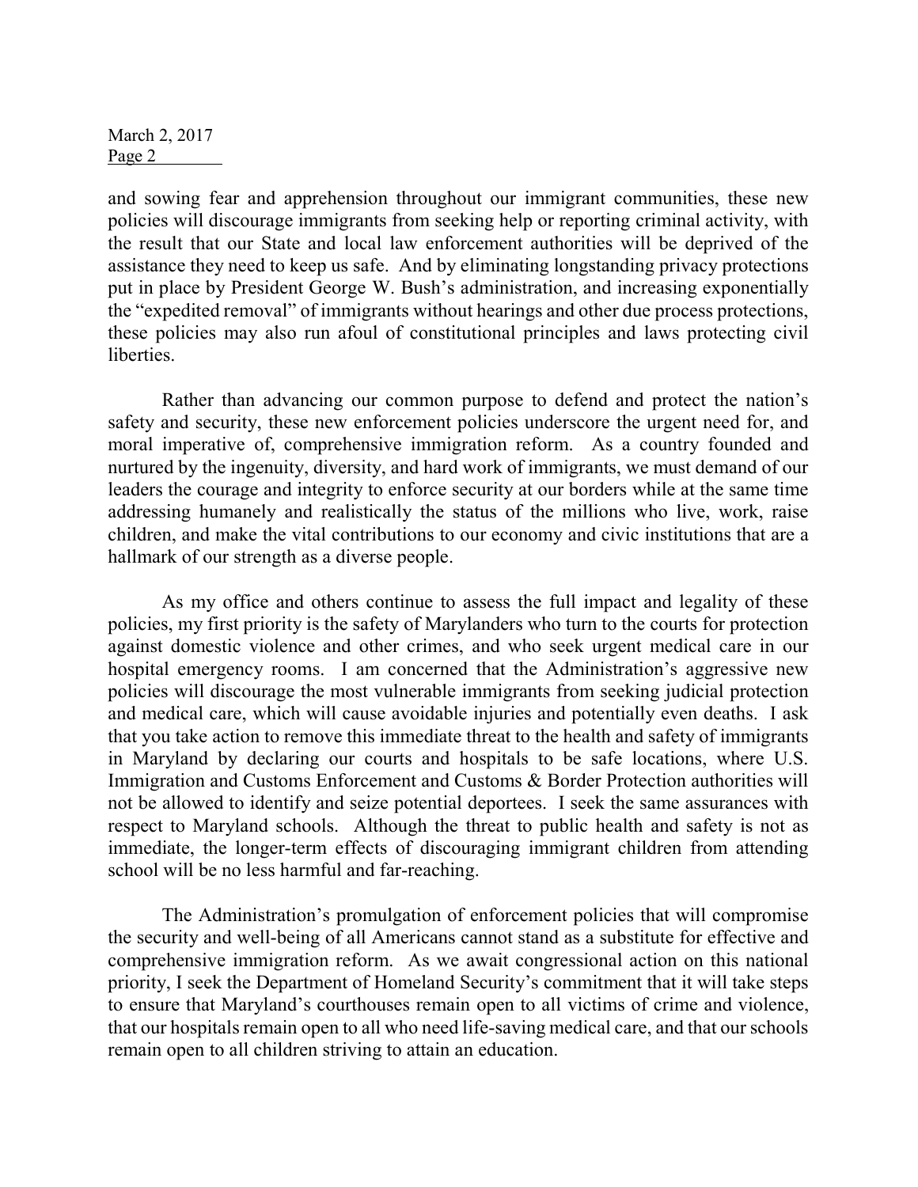and sowing fear and apprehension throughout our immigrant communities, these new policies will discourage immigrants from seeking help or reporting criminal activity, with the result that our State and local law enforcement authorities will be deprived of the assistance they need to keep us safe. And by eliminating longstanding privacy protections put in place by President George W. Bush's administration, and increasing exponentially the "expedited removal" of immigrants without hearings and other due process protections, these policies may also run afoul of constitutional principles and laws protecting civil liberties.

Rather than advancing our common purpose to defend and protect the nation's safety and security, these new enforcement policies underscore the urgent need for, and moral imperative of, comprehensive immigration reform. As a country founded and nurtured by the ingenuity, diversity, and hard work of immigrants, we must demand of our leaders the courage and integrity to enforce security at our borders while at the same time addressing humanely and realistically the status of the millions who live, work, raise children, and make the vital contributions to our economy and civic institutions that are a hallmark of our strength as a diverse people.

As my office and others continue to assess the full impact and legality of these policies, my first priority is the safety of Marylanders who turn to the courts for protection against domestic violence and other crimes, and who seek urgent medical care in our hospital emergency rooms. I am concerned that the Administration's aggressive new policies will discourage the most vulnerable immigrants from seeking judicial protection and medical care, which will cause avoidable injuries and potentially even deaths. I ask that you take action to remove this immediate threat to the health and safety of immigrants in Maryland by declaring our courts and hospitals to be safe locations, where U.S. Immigration and Customs Enforcement and Customs & Border Protection authorities will not be allowed to identify and seize potential deportees. I seek the same assurances with respect to Maryland schools. Although the threat to public health and safety is not as immediate, the longer-term effects of discouraging immigrant children from attending school will be no less harmful and far-reaching.

The Administration's promulgation of enforcement policies that will compromise the security and well-being of all Americans cannot stand as a substitute for effective and comprehensive immigration reform. As we await congressional action on this national priority, I seek the Department of Homeland Security's commitment that it will take steps to ensure that Maryland's courthouses remain open to all victims of crime and violence, that our hospitals remain open to all who need life-saving medical care, and that our schools remain open to all children striving to attain an education.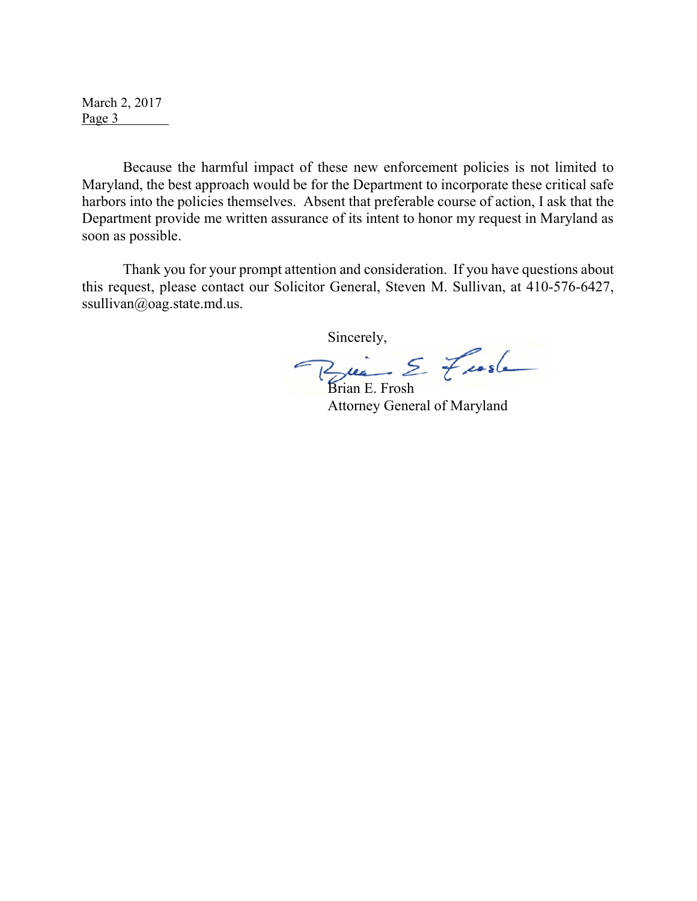Because the harmful impact of these new enforcement policies is not limited to Maryland, the best approach would be for the Department to incorporate these critical safe harbors into the policies themselves. Absent that preferable course of action, I ask that the Department provide me written assurance of its intent to honor my request in Maryland as soon as possible.

Thank you for your prompt attention and consideration. If you have questions about this request, please contact our Solicitor General, Steven M. Sullivan, at 410-576-6427, ssullivan@oag.state.md.us.

Sincerely,

Brian E. Frosh
Attorney General of Maryland